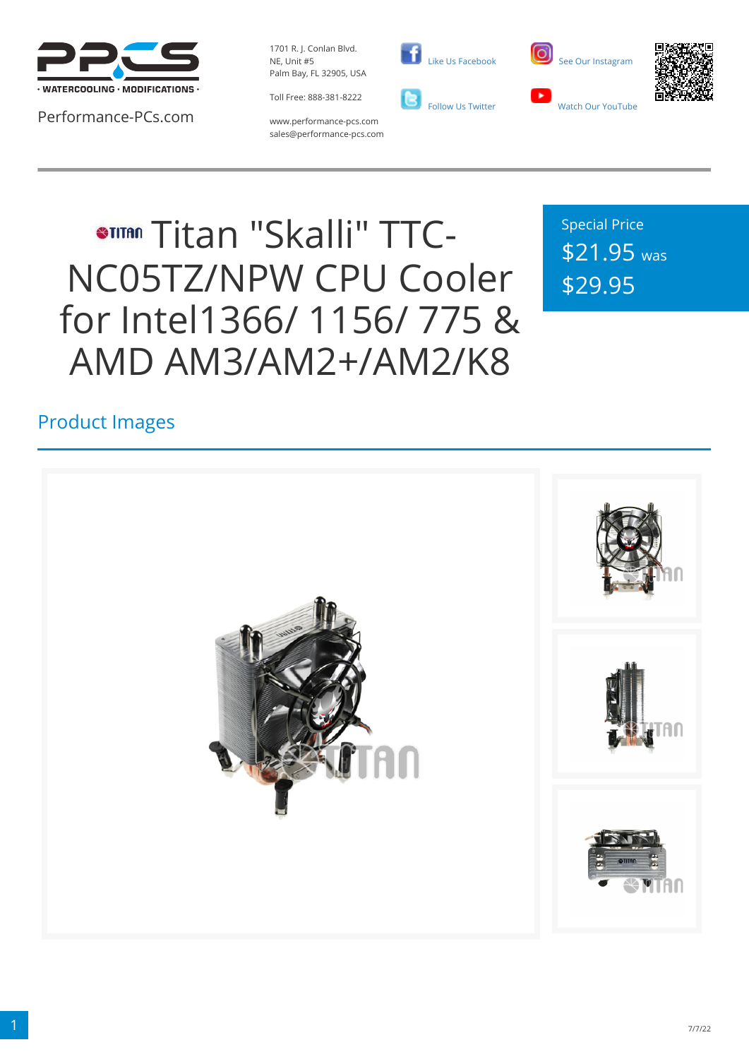Performance-PCs.com

1701 R. J. Conlan Blvd.
NE, Unit #5
Palm Bay, FL 32905, USA

Toll Free: 888-381-8222

www.performance-pcs.com
sales@performance-pcs.com

Like Us Facebook

Follow Us Twitter

See Our Instagram

Watch Our YouTube

# Titan "Skalli" TTC-NC05TZ/NPW CPU Cooler for Intel1366/ 1156/ 775 & AMD AM3/AM2+/AM2/K8

Special Price
$21.95 was
$29.95

## Product Images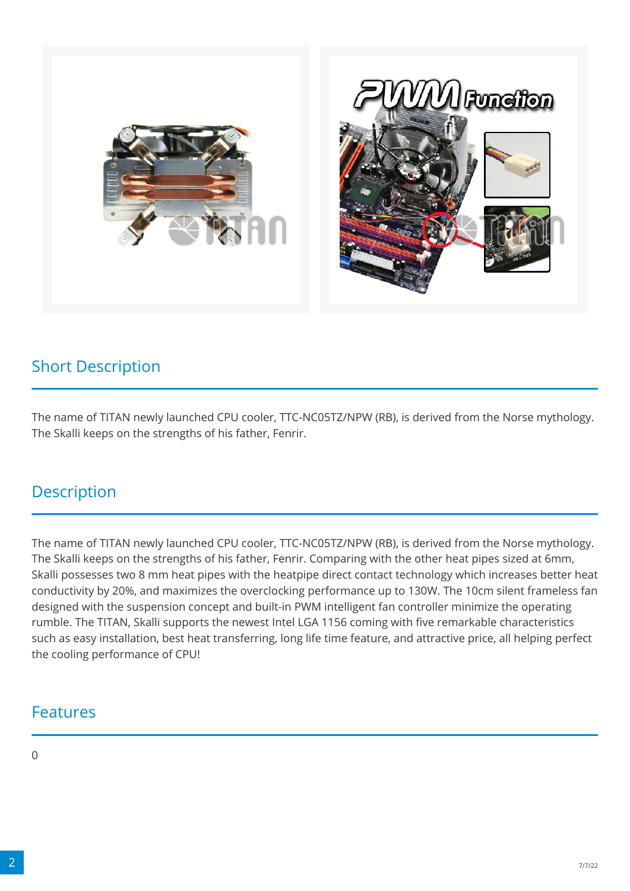## Short Description

The name of TITAN newly launched CPU cooler, TTC-NC05TZ/NPW (RB), is derived from the Norse mythology. The Skalli keeps on the strengths of his father, Fenrir.

## Description

The name of TITAN newly launched CPU cooler, TTC-NC05TZ/NPW (RB), is derived from the Norse mythology. The Skalli keeps on the strengths of his father, Fenrir. Comparing with the other heat pipes sized at 6mm, Skalli possesses two 8 mm heat pipes with the heatpipe direct contact technology which increases better heat conductivity by 20%, and maximizes the overclocking performance up to 130W. The 10cm silent frameless fan designed with the suspension concept and built-in PWM intelligent fan controller minimize the operating rumble. The TITAN, Skalli supports the newest Intel LGA 1156 coming with five remarkable characteristics such as easy installation, best heat transferring, long life time feature, and attractive price, all helping perfect the cooling performance of CPU!

## Features

0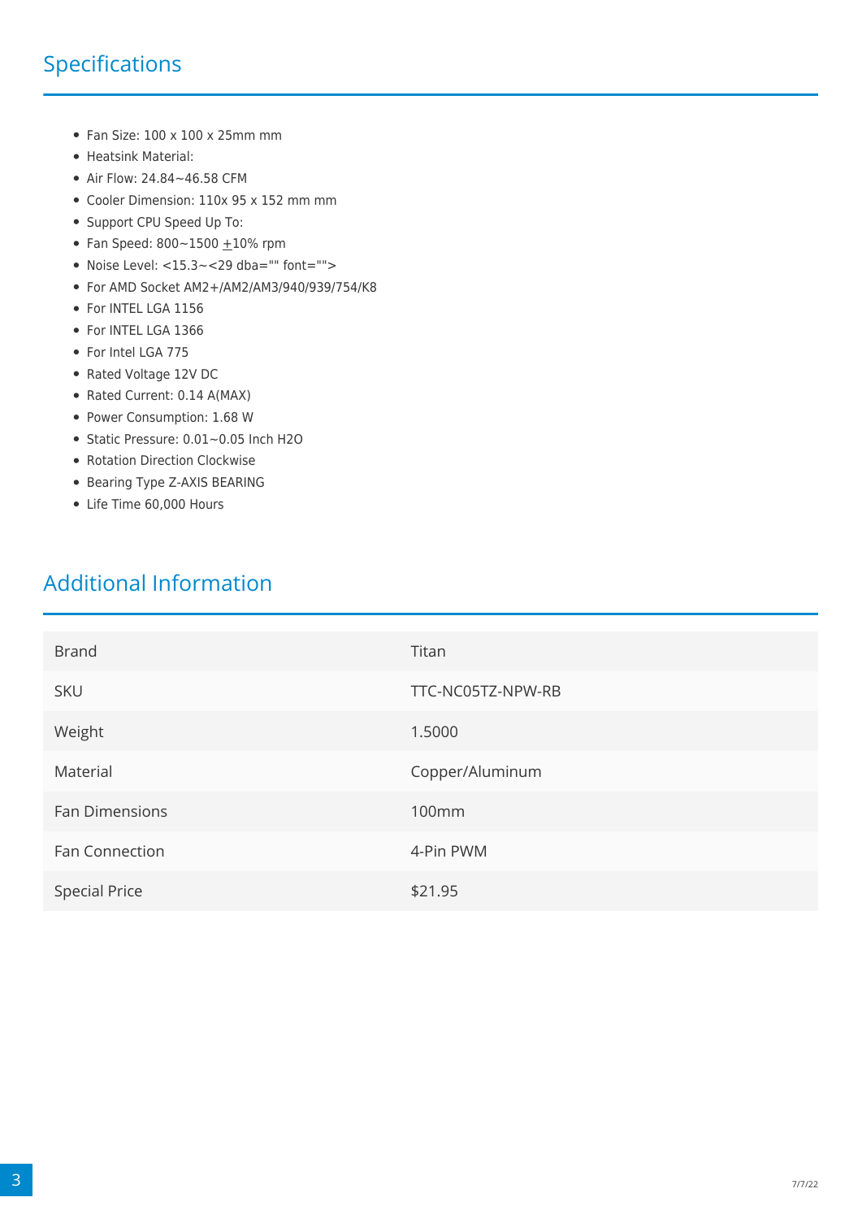## Specifications

- Fan Size: 100 x 100 x 25mm mm
- Heatsink Material:
- Air Flow: 24.84~46.58 CFM
- Cooler Dimension: 110x 95 x 152 mm mm
- Support CPU Speed Up To:
- Fan Speed: 800~1500 ±10% rpm
- Noise Level: <15.3~<29 dba="" font="">
- For AMD Socket AM2+/AM2/AM3/940/939/754/K8
- For INTEL LGA 1156
- For INTEL LGA 1366
- For Intel LGA 775
- Rated Voltage 12V DC
- Rated Current: 0.14 A(MAX)
- Power Consumption: 1.68 W
- Static Pressure: 0.01~0.05 Inch H2O
- Rotation Direction Clockwise
- Bearing Type Z-AXIS BEARING
- Life Time 60,000 Hours

## Additional Information

| | |
|---|---|
| Brand | Titan |
| SKU | TTC-NC05TZ-NPW-RB |
| Weight | 1.5000 |
| Material | Copper/Aluminum |
| Fan Dimensions | 100mm |
| Fan Connection | 4-Pin PWM |
| Special Price | $21.95 |